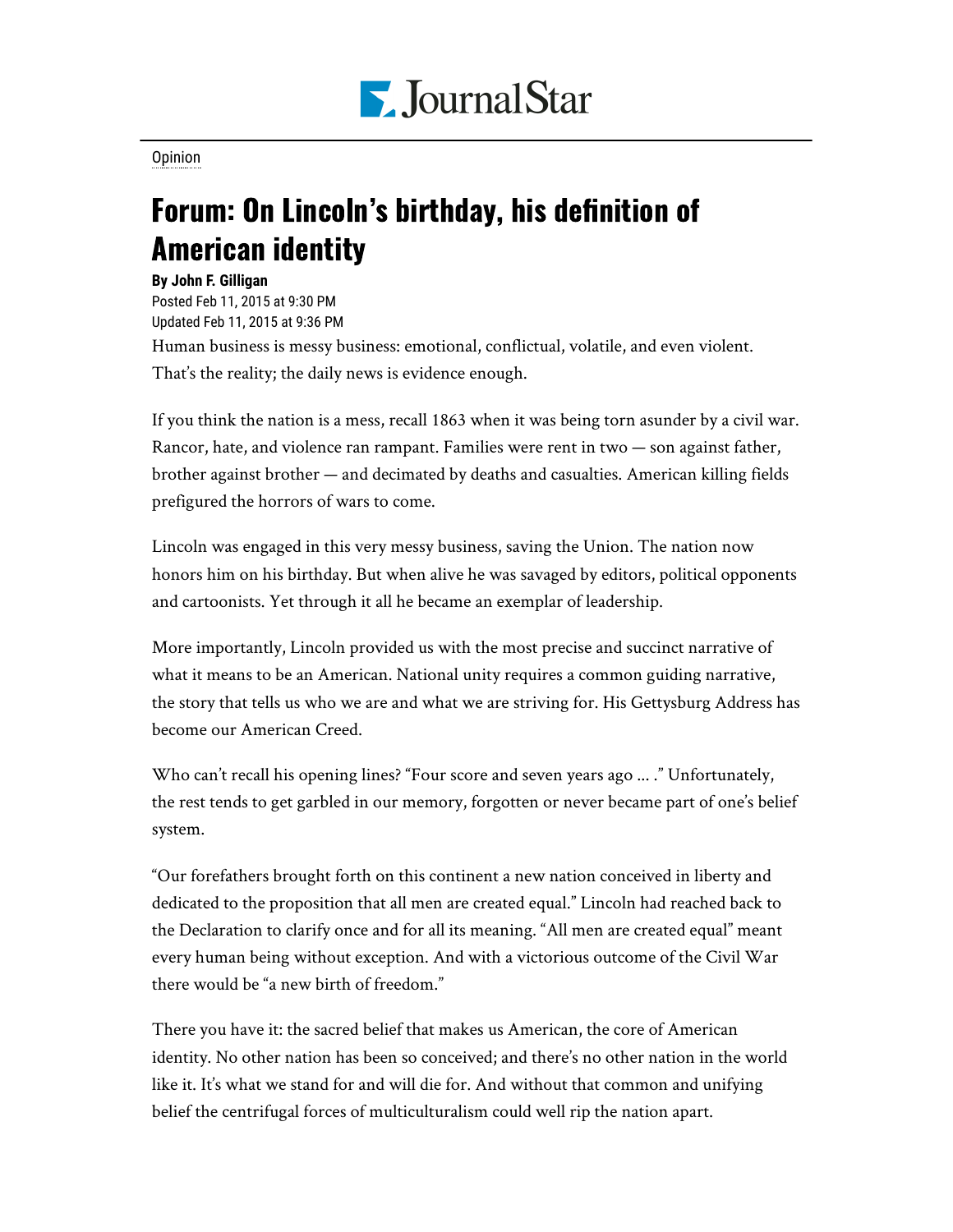Opinion

# Forum: On Lincoln's birthday, his definition of American identity

**By John F. Gilligan**

Posted Feb 11, 2015 at 9:30 PM
Updated Feb 11, 2015 at 9:36 PM

Human business is messy business: emotional, conflictual, volatile, and even violent. That's the reality; the daily news is evidence enough.

If you think the nation is a mess, recall 1863 when it was being torn asunder by a civil war. Rancor, hate, and violence ran rampant. Families were rent in two — son against father, brother against brother — and decimated by deaths and casualties. American killing fields prefigured the horrors of wars to come.

Lincoln was engaged in this very messy business, saving the Union. The nation now honors him on his birthday. But when alive he was savaged by editors, political opponents and cartoonists. Yet through it all he became an exemplar of leadership.

More importantly, Lincoln provided us with the most precise and succinct narrative of what it means to be an American. National unity requires a common guiding narrative, the story that tells us who we are and what we are striving for. His Gettysburg Address has become our American Creed.

Who can't recall his opening lines? "Four score and seven years ago ... ." Unfortunately, the rest tends to get garbled in our memory, forgotten or never became part of one's belief system.

"Our forefathers brought forth on this continent a new nation conceived in liberty and dedicated to the proposition that all men are created equal." Lincoln had reached back to the Declaration to clarify once and for all its meaning. "All men are created equal" meant every human being without exception. And with a victorious outcome of the Civil War there would be "a new birth of freedom."

There you have it: the sacred belief that makes us American, the core of American identity. No other nation has been so conceived; and there's no other nation in the world like it. It's what we stand for and will die for. And without that common and unifying belief the centrifugal forces of multiculturalism could well rip the nation apart.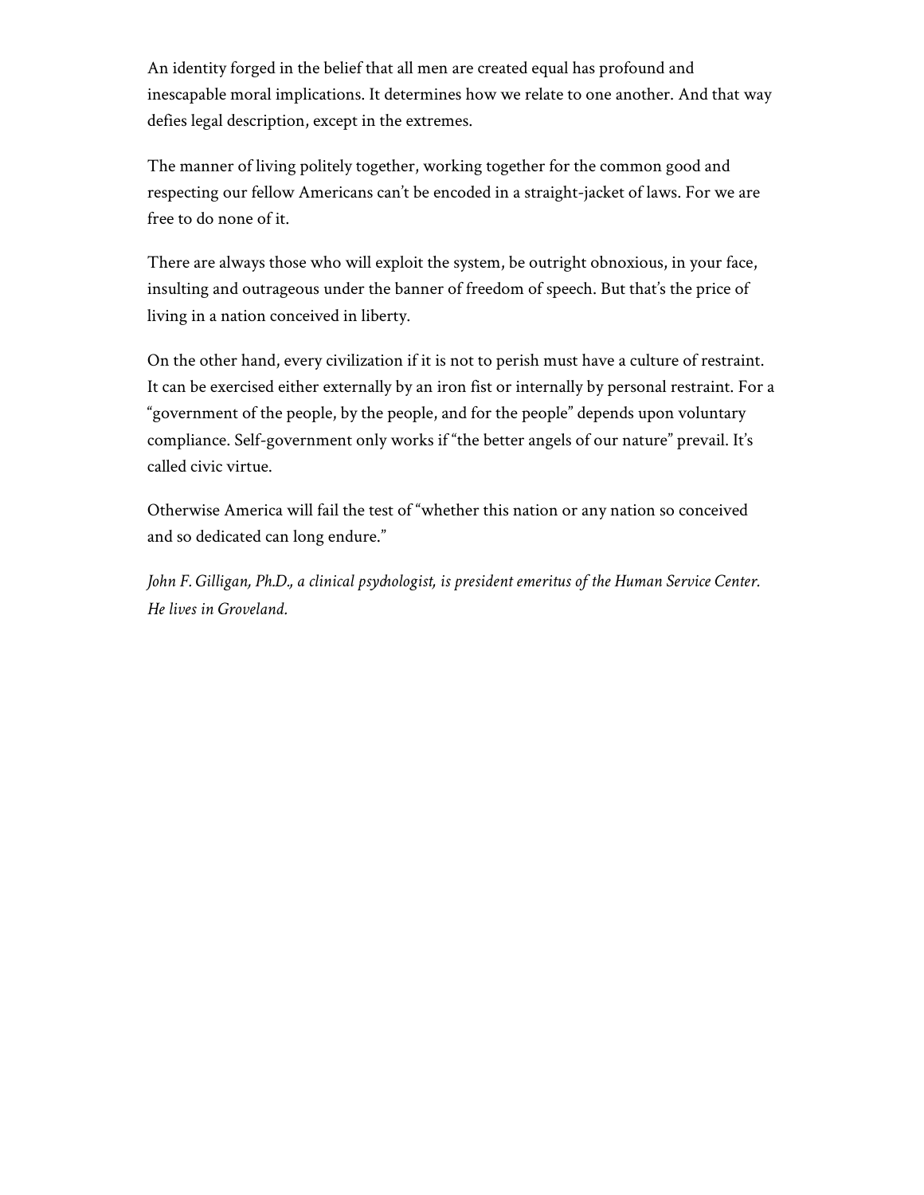An identity forged in the belief that all men are created equal has profound and inescapable moral implications. It determines how we relate to one another. And that way defies legal description, except in the extremes.

The manner of living politely together, working together for the common good and respecting our fellow Americans can't be encoded in a straight-jacket of laws. For we are free to do none of it.

There are always those who will exploit the system, be outright obnoxious, in your face, insulting and outrageous under the banner of freedom of speech. But that's the price of living in a nation conceived in liberty.

On the other hand, every civilization if it is not to perish must have a culture of restraint. It can be exercised either externally by an iron fist or internally by personal restraint. For a "government of the people, by the people, and for the people" depends upon voluntary compliance. Self-government only works if "the better angels of our nature" prevail. It's called civic virtue.

Otherwise America will fail the test of "whether this nation or any nation so conceived and so dedicated can long endure."

*John F. Gilligan, Ph.D., a clinical psychologist, is president emeritus of the Human Service Center. He lives in Groveland.*